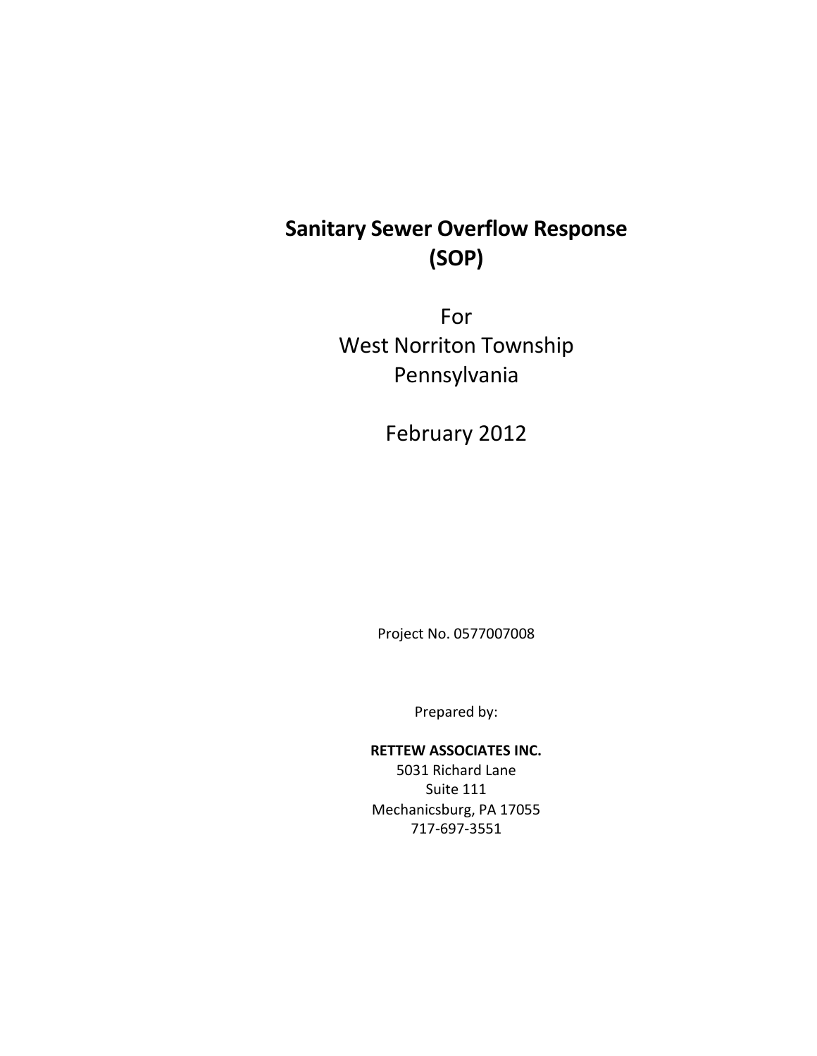# Sanitary Sewer Overflow Response (SOP)

For
West Norriton Township
Pennsylvania

February 2012

Project No. 0577007008

Prepared by:

**RETTEW ASSOCIATES INC.**
5031 Richard Lane
Suite 111
Mechanicsburg, PA 17055
717-697-3551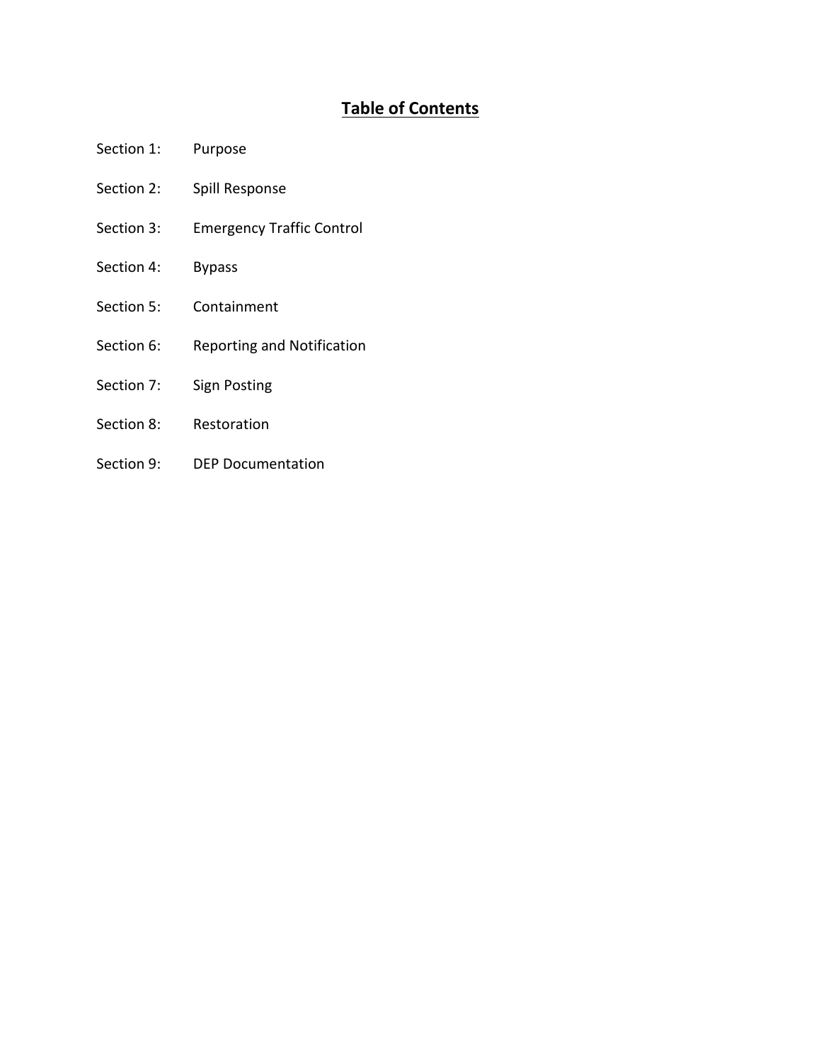# Table of Contents

Section 1: Purpose

Section 2: Spill Response

Section 3: Emergency Traffic Control

Section 4: Bypass

Section 5: Containment

Section 6: Reporting and Notification

Section 7: Sign Posting

Section 8: Restoration

Section 9: DEP Documentation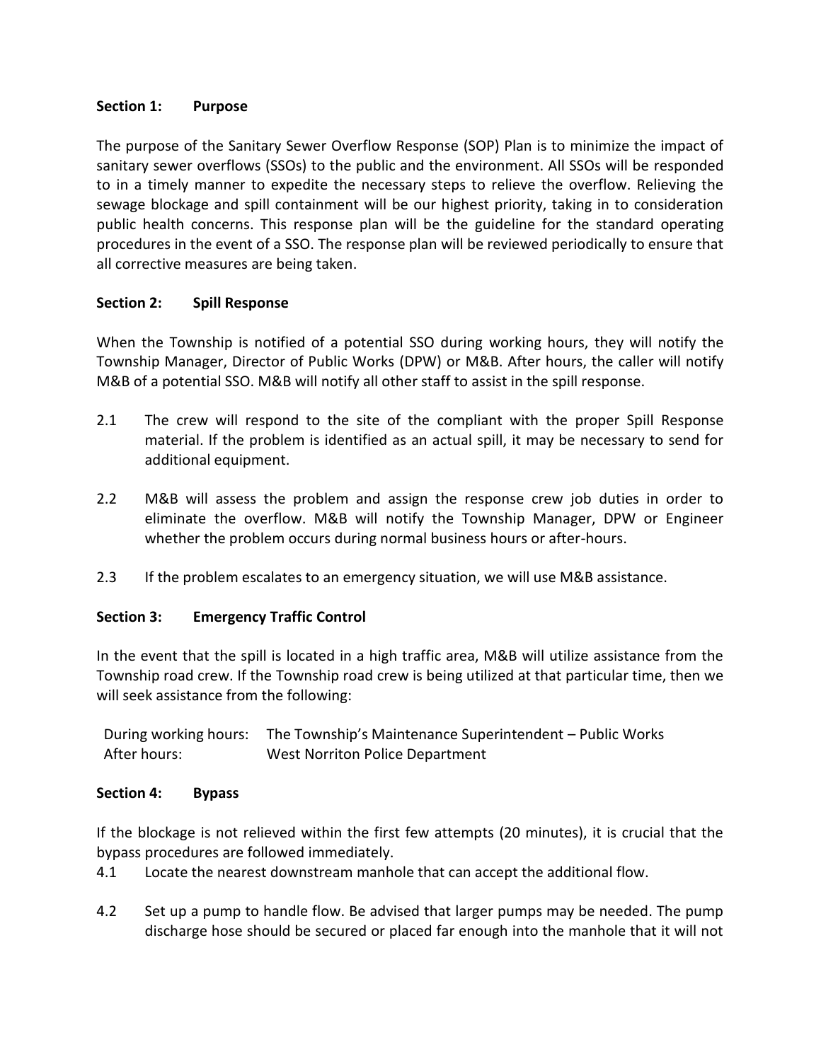**Section 1: Purpose**

The purpose of the Sanitary Sewer Overflow Response (SOP) Plan is to minimize the impact of sanitary sewer overflows (SSOs) to the public and the environment. All SSOs will be responded to in a timely manner to expedite the necessary steps to relieve the overflow. Relieving the sewage blockage and spill containment will be our highest priority, taking in to consideration public health concerns. This response plan will be the guideline for the standard operating procedures in the event of a SSO. The response plan will be reviewed periodically to ensure that all corrective measures are being taken.

**Section 2: Spill Response**

When the Township is notified of a potential SSO during working hours, they will notify the Township Manager, Director of Public Works (DPW) or M&B. After hours, the caller will notify M&B of a potential SSO. M&B will notify all other staff to assist in the spill response.

2.1 The crew will respond to the site of the compliant with the proper Spill Response material. If the problem is identified as an actual spill, it may be necessary to send for additional equipment.

2.2 M&B will assess the problem and assign the response crew job duties in order to eliminate the overflow. M&B will notify the Township Manager, DPW or Engineer whether the problem occurs during normal business hours or after-hours.

2.3 If the problem escalates to an emergency situation, we will use M&B assistance.

**Section 3: Emergency Traffic Control**

In the event that the spill is located in a high traffic area, M&B will utilize assistance from the Township road crew. If the Township road crew is being utilized at that particular time, then we will seek assistance from the following:

| | |
|---|---|
| During working hours: | The Township's Maintenance Superintendent – Public Works |
| After hours: | West Norriton Police Department |

**Section 4: Bypass**

If the blockage is not relieved within the first few attempts (20 minutes), it is crucial that the bypass procedures are followed immediately.

4.1 Locate the nearest downstream manhole that can accept the additional flow.

4.2 Set up a pump to handle flow. Be advised that larger pumps may be needed. The pump discharge hose should be secured or placed far enough into the manhole that it will not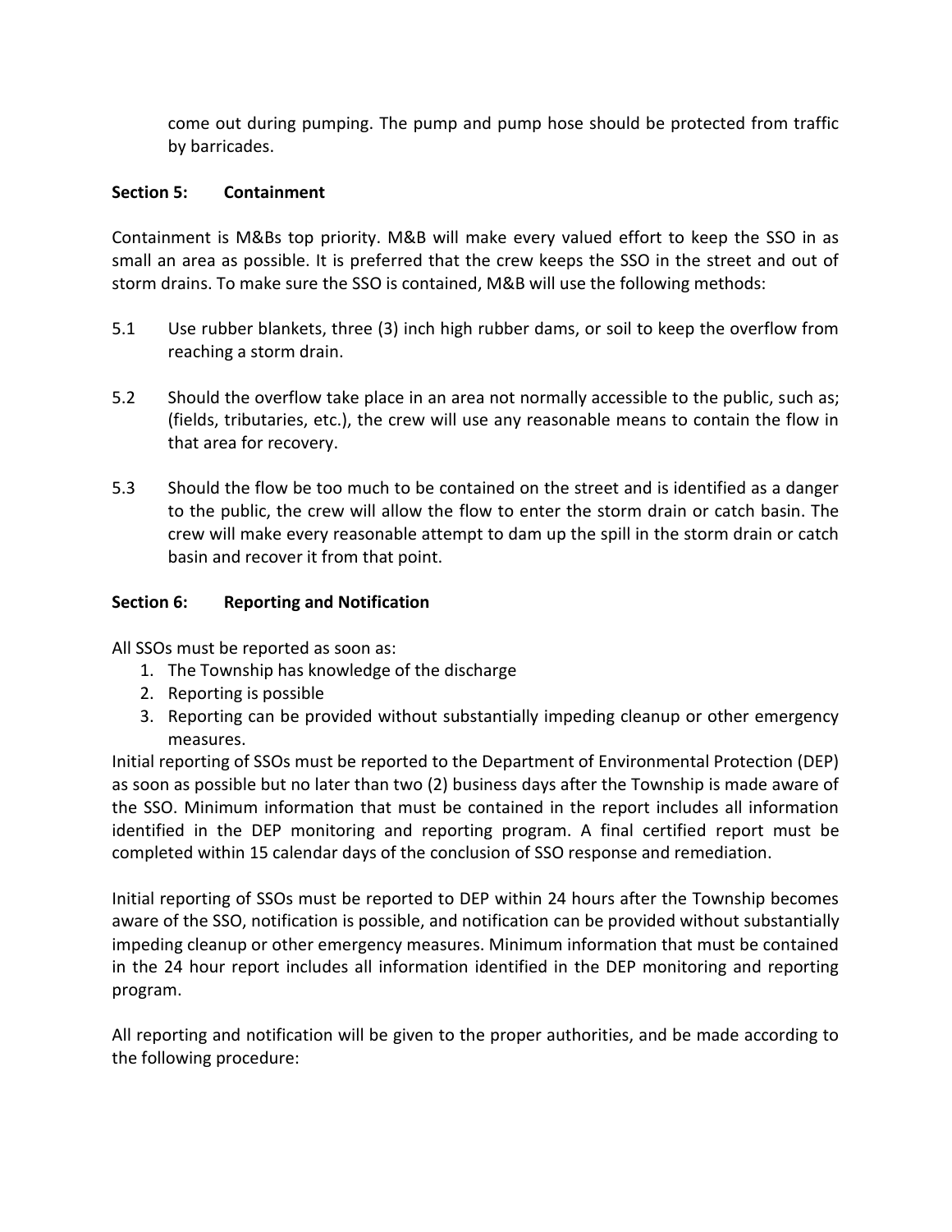come out during pumping. The pump and pump hose should be protected from traffic by barricades.

**Section 5: Containment**

Containment is M&Bs top priority. M&B will make every valued effort to keep the SSO in as small an area as possible. It is preferred that the crew keeps the SSO in the street and out of storm drains. To make sure the SSO is contained, M&B will use the following methods:

5.1 Use rubber blankets, three (3) inch high rubber dams, or soil to keep the overflow from reaching a storm drain.

5.2 Should the overflow take place in an area not normally accessible to the public, such as; (fields, tributaries, etc.), the crew will use any reasonable means to contain the flow in that area for recovery.

5.3 Should the flow be too much to be contained on the street and is identified as a danger to the public, the crew will allow the flow to enter the storm drain or catch basin. The crew will make every reasonable attempt to dam up the spill in the storm drain or catch basin and recover it from that point.

**Section 6: Reporting and Notification**

All SSOs must be reported as soon as:

1. The Township has knowledge of the discharge
2. Reporting is possible
3. Reporting can be provided without substantially impeding cleanup or other emergency measures.

Initial reporting of SSOs must be reported to the Department of Environmental Protection (DEP) as soon as possible but no later than two (2) business days after the Township is made aware of the SSO. Minimum information that must be contained in the report includes all information identified in the DEP monitoring and reporting program. A final certified report must be completed within 15 calendar days of the conclusion of SSO response and remediation.

Initial reporting of SSOs must be reported to DEP within 24 hours after the Township becomes aware of the SSO, notification is possible, and notification can be provided without substantially impeding cleanup or other emergency measures. Minimum information that must be contained in the 24 hour report includes all information identified in the DEP monitoring and reporting program.

All reporting and notification will be given to the proper authorities, and be made according to the following procedure: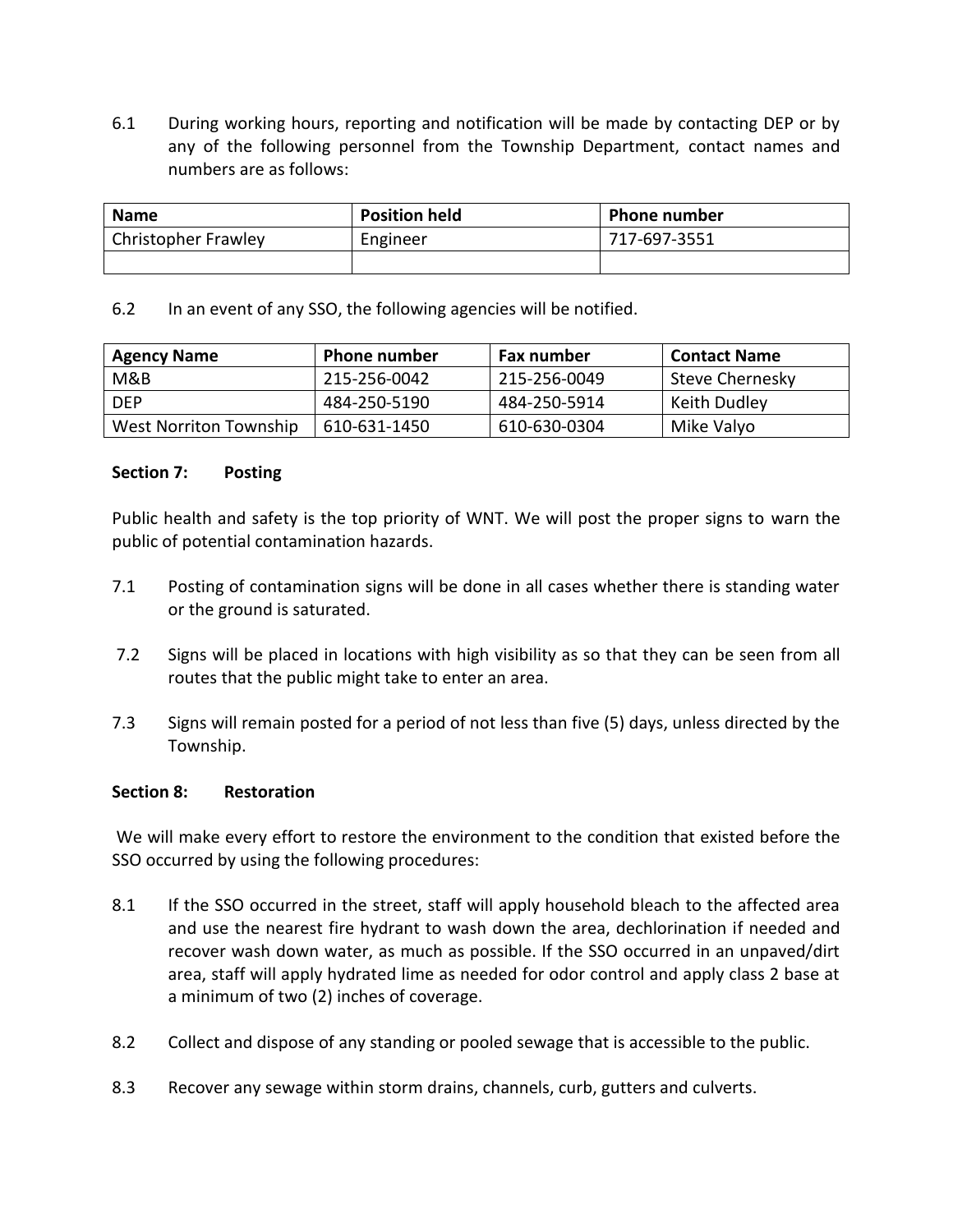6.1 During working hours, reporting and notification will be made by contacting DEP or by any of the following personnel from the Township Department, contact names and numbers are as follows:

| Name | Position held | Phone number |
|---|---|---|
| Christopher Frawley | Engineer | 717-697-3551 |
| | | |

6.2 In an event of any SSO, the following agencies will be notified.

| Agency Name | Phone number | Fax number | Contact Name |
|---|---|---|---|
| M&B | 215-256-0042 | 215-256-0049 | Steve Chernesky |
| DEP | 484-250-5190 | 484-250-5914 | Keith Dudley |
| West Norriton Township | 610-631-1450 | 610-630-0304 | Mike Valyo |

**Section 7: Posting**

Public health and safety is the top priority of WNT. We will post the proper signs to warn the public of potential contamination hazards.

7.1 Posting of contamination signs will be done in all cases whether there is standing water or the ground is saturated.

7.2 Signs will be placed in locations with high visibility as so that they can be seen from all routes that the public might take to enter an area.

7.3 Signs will remain posted for a period of not less than five (5) days, unless directed by the Township.

**Section 8: Restoration**

We will make every effort to restore the environment to the condition that existed before the SSO occurred by using the following procedures:

8.1 If the SSO occurred in the street, staff will apply household bleach to the affected area and use the nearest fire hydrant to wash down the area, dechlorination if needed and recover wash down water, as much as possible. If the SSO occurred in an unpaved/dirt area, staff will apply hydrated lime as needed for odor control and apply class 2 base at a minimum of two (2) inches of coverage.

8.2 Collect and dispose of any standing or pooled sewage that is accessible to the public.

8.3 Recover any sewage within storm drains, channels, curb, gutters and culverts.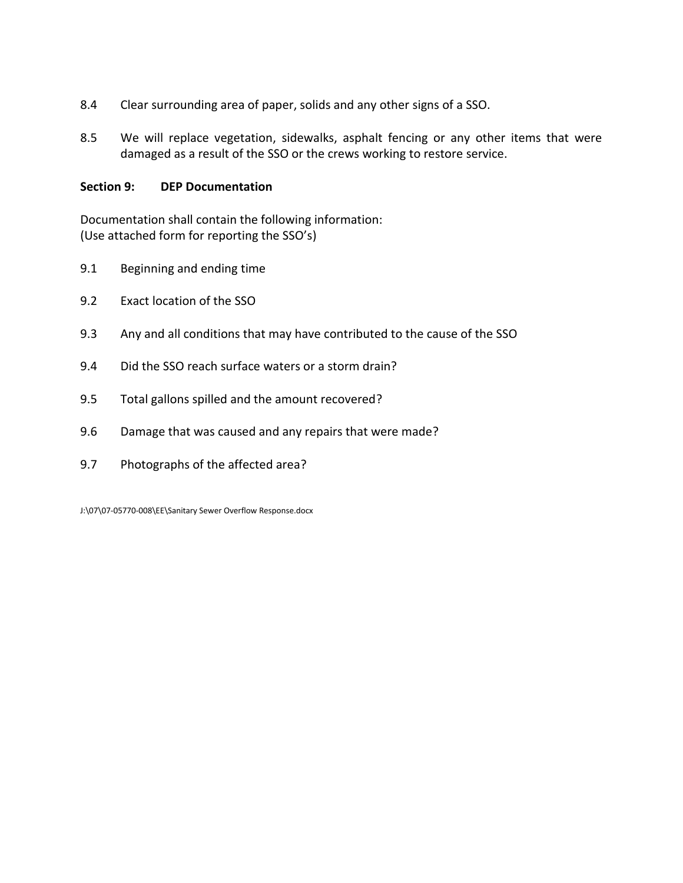8.4 Clear surrounding area of paper, solids and any other signs of a SSO.

8.5 We will replace vegetation, sidewalks, asphalt fencing or any other items that were damaged as a result of the SSO or the crews working to restore service.

**Section 9: DEP Documentation**

Documentation shall contain the following information:
(Use attached form for reporting the SSO's)

9.1 Beginning and ending time

9.2 Exact location of the SSO

9.3 Any and all conditions that may have contributed to the cause of the SSO

9.4 Did the SSO reach surface waters or a storm drain?

9.5 Total gallons spilled and the amount recovered?

9.6 Damage that was caused and any repairs that were made?

9.7 Photographs of the affected area?

J:\07\07-05770-008\EE\Sanitary Sewer Overflow Response.docx